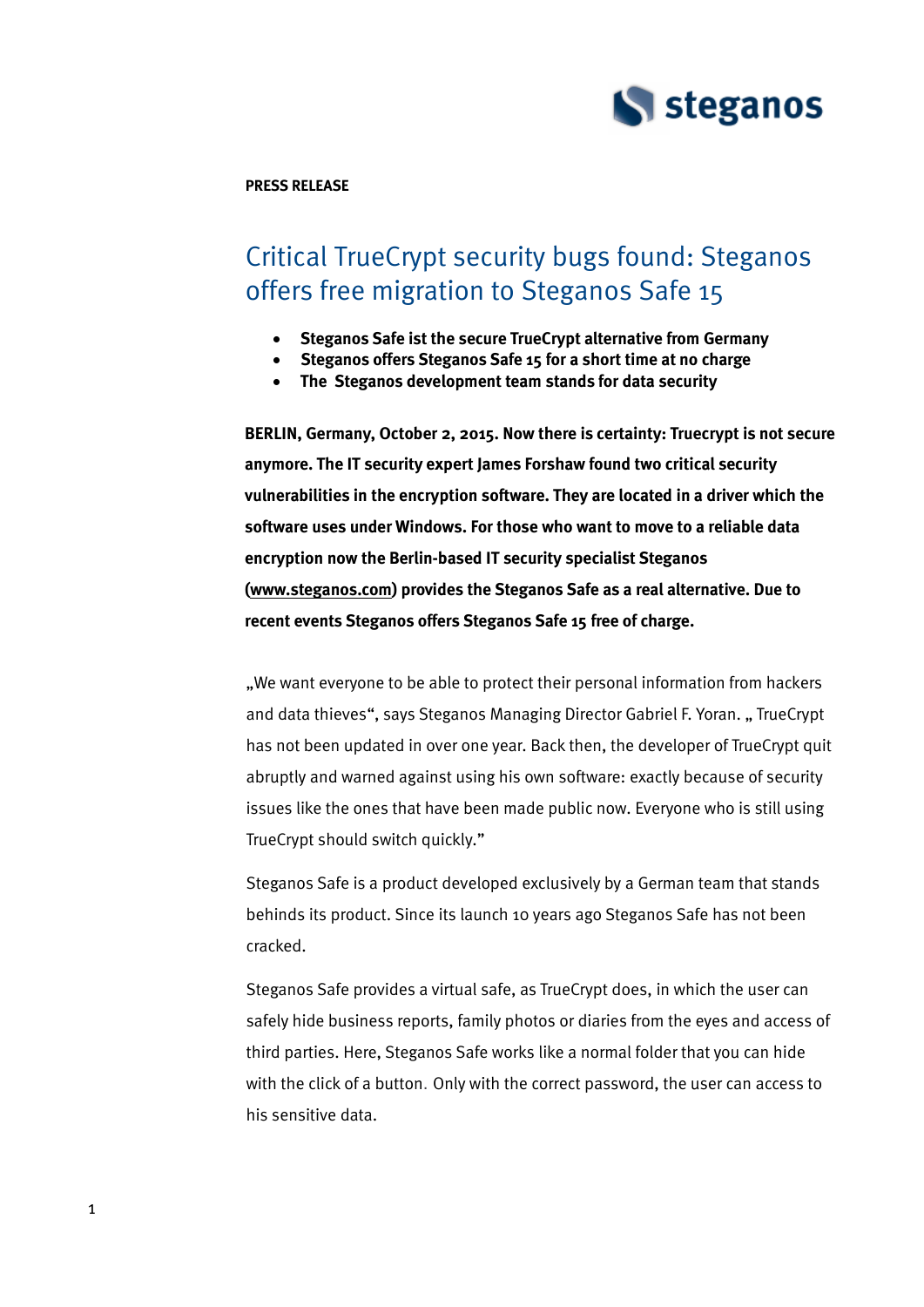**PRESS RELEASE**

# Critical TrueCrypt security bugs found: Steganos offers free migration to Steganos Safe 15

- **Steganos Safe ist the secure TrueCrypt alternative from Germany**
- **Steganos offers Steganos Safe 15 for a short time at no charge**
- **The  Steganos development team stands for data security**

**BERLIN, Germany, October 2, 2015. Now there is certainty: Truecrypt is not secure anymore. The IT security expert James Forshaw found two critical security vulnerabilities in the encryption software. They are located in a driver which the software uses under Windows. For those who want to move to a reliable data encryption now the Berlin-based IT security specialist Steganos (www.steganos.com) provides the Steganos Safe as a real alternative. Due to recent events Steganos offers Steganos Safe 15 free of charge.**

„We want everyone to be able to protect their personal information from hackers and data thieves“, says Steganos Managing Director Gabriel F. Yoran. „ TrueCrypt has not been updated in over one year. Back then, the developer of TrueCrypt quit abruptly and warned against using his own software: exactly because of security issues like the ones that have been made public now. Everyone who is still using TrueCrypt should switch quickly."

Steganos Safe is a product developed exclusively by a German team that stands behinds its product. Since its launch 10 years ago Steganos Safe has not been cracked.

Steganos Safe provides a virtual safe, as TrueCrypt does, in which the user can safely hide business reports, family photos or diaries from the eyes and access of third parties. Here, Steganos Safe works like a normal folder that you can hide with the click of a button. Only with the correct password, the user can access to his sensitive data.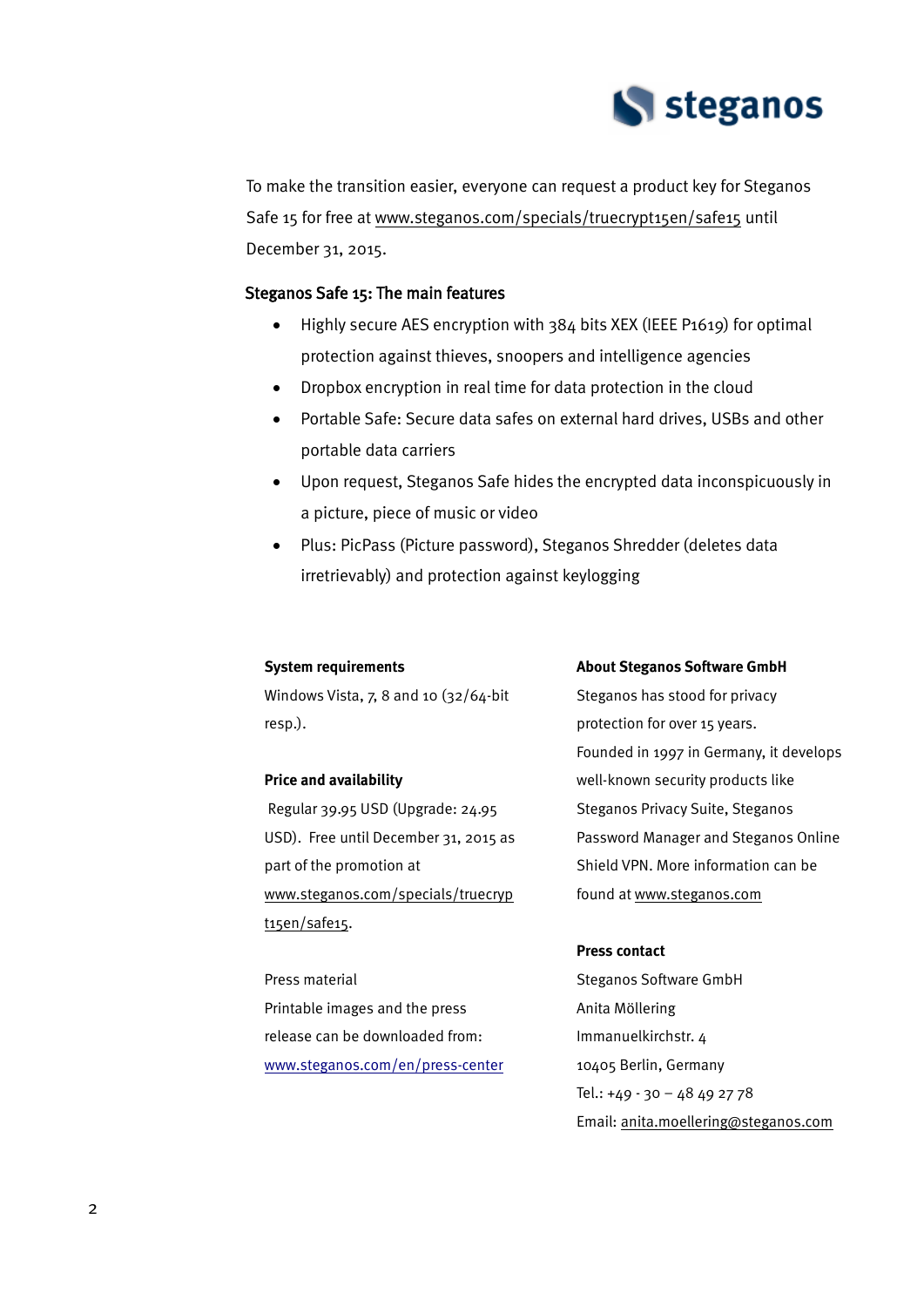To make the transition easier, everyone can request a product key for Steganos Safe 15 for free at www.steganos.com/specials/truecrypt15en/safe15 until December 31, 2015.

### Steganos Safe 15: The main features

- Highly secure AES encryption with 384 bits XEX (IEEE P1619) for optimal protection against thieves, snoopers and intelligence agencies
- Dropbox encryption in real time for data protection in the cloud
- Portable Safe: Secure data safes on external hard drives, USBs and other portable data carriers
- Upon request, Steganos Safe hides the encrypted data inconspicuously in a picture, piece of music or video
- Plus: PicPass (Picture password), Steganos Shredder (deletes data irretrievably) and protection against keylogging

**System requirements**

Windows Vista, 7, 8 and 10 (32/64-bit resp.).

**Price and availability**

Regular 39.95 USD (Upgrade: 24.95 USD). Free until December 31, 2015 as part of the promotion at www.steganos.com/specials/truecrypt15en/safe15.

Press material

Printable images and the press release can be downloaded from: www.steganos.com/en/press-center

**About Steganos Software GmbH**

Steganos has stood for privacy protection for over 15 years. Founded in 1997 in Germany, it develops well-known security products like Steganos Privacy Suite, Steganos Password Manager and Steganos Online Shield VPN. More information can be found at www.steganos.com

**Press contact**

Steganos Software GmbH
Anita Möllering
Immanuelkirchstr. 4
10405 Berlin, Germany
Tel.: +49 - 30 – 48 49 27 78
Email: anita.moellering@steganos.com